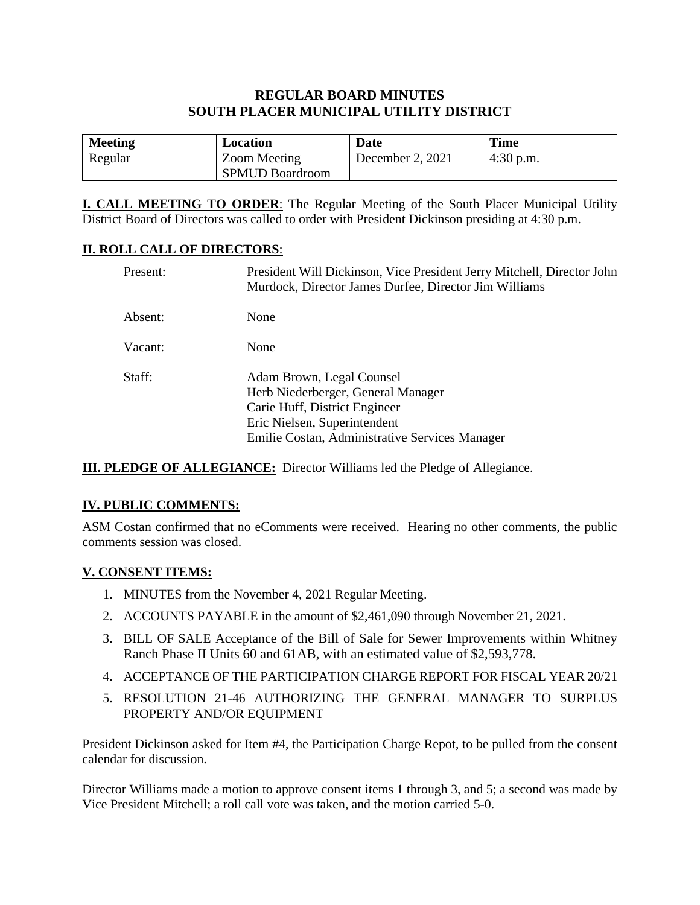# REGULAR BOARD MINUTES
# SOUTH PLACER MUNICIPAL UTILITY DISTRICT

| Meeting | Location | Date | Time |
|---|---|---|---|
| Regular | Zoom Meeting SPMUD Boardroom | December 2, 2021 | 4:30 p.m. |

**I. CALL MEETING TO ORDER**: The Regular Meeting of the South Placer Municipal Utility District Board of Directors was called to order with President Dickinson presiding at 4:30 p.m.

## II. ROLL CALL OF DIRECTORS:

Present: President Will Dickinson, Vice President Jerry Mitchell, Director John Murdock, Director James Durfee, Director Jim Williams

Absent: None

Vacant: None

Staff: Adam Brown, Legal Counsel
Herb Niederberger, General Manager
Carie Huff, District Engineer
Eric Nielsen, Superintendent
Emilie Costan, Administrative Services Manager

**III. PLEDGE OF ALLEGIANCE:** Director Williams led the Pledge of Allegiance.

## IV. PUBLIC COMMENTS:

ASM Costan confirmed that no eComments were received. Hearing no other comments, the public comments session was closed.

## V. CONSENT ITEMS:

1. MINUTES from the November 4, 2021 Regular Meeting.
2. ACCOUNTS PAYABLE in the amount of $2,461,090 through November 21, 2021.
3. BILL OF SALE Acceptance of the Bill of Sale for Sewer Improvements within Whitney Ranch Phase II Units 60 and 61AB, with an estimated value of $2,593,778.
4. ACCEPTANCE OF THE PARTICIPATION CHARGE REPORT FOR FISCAL YEAR 20/21
5. RESOLUTION 21-46 AUTHORIZING THE GENERAL MANAGER TO SURPLUS PROPERTY AND/OR EQUIPMENT

President Dickinson asked for Item #4, the Participation Charge Repot, to be pulled from the consent calendar for discussion.

Director Williams made a motion to approve consent items 1 through 3, and 5; a second was made by Vice President Mitchell; a roll call vote was taken, and the motion carried 5-0.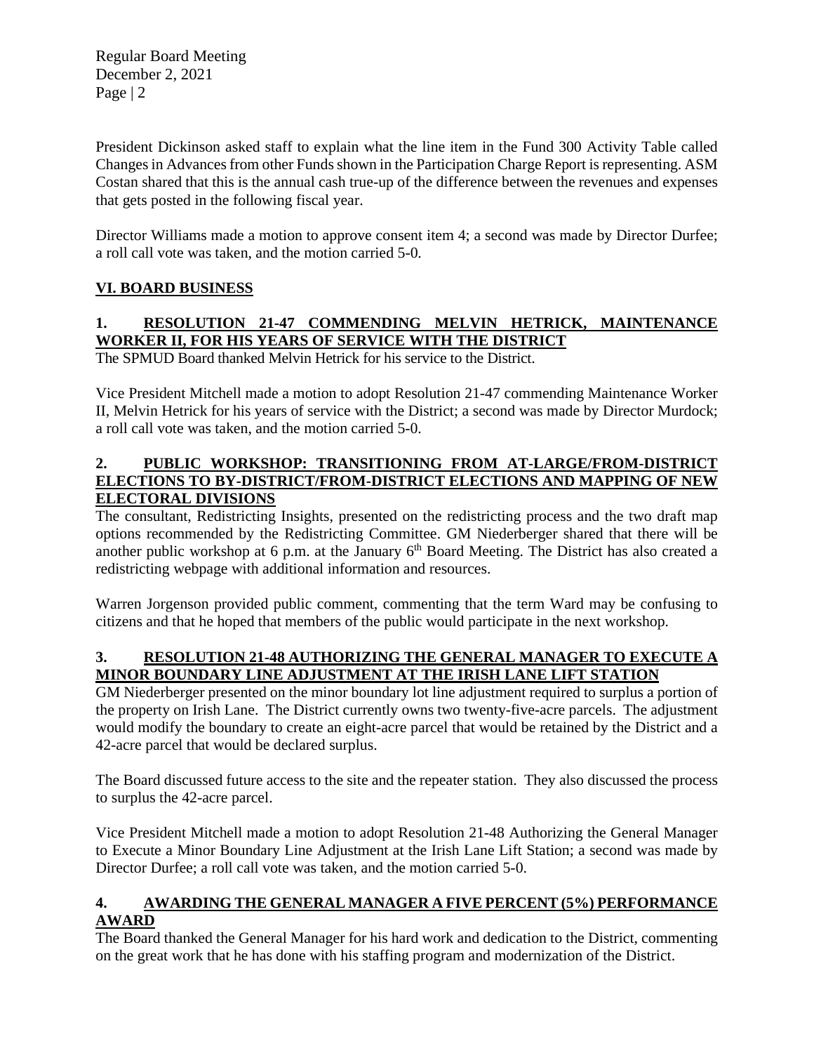President Dickinson asked staff to explain what the line item in the Fund 300 Activity Table called Changes in Advances from other Funds shown in the Participation Charge Report is representing. ASM Costan shared that this is the annual cash true-up of the difference between the revenues and expenses that gets posted in the following fiscal year.

Director Williams made a motion to approve consent item 4; a second was made by Director Durfee; a roll call vote was taken, and the motion carried 5-0.

## VI. BOARD BUSINESS

### 1. RESOLUTION 21-47 COMMENDING MELVIN HETRICK, MAINTENANCE WORKER II, FOR HIS YEARS OF SERVICE WITH THE DISTRICT

The SPMUD Board thanked Melvin Hetrick for his service to the District.

Vice President Mitchell made a motion to adopt Resolution 21-47 commending Maintenance Worker II, Melvin Hetrick for his years of service with the District; a second was made by Director Murdock; a roll call vote was taken, and the motion carried 5-0.

### 2. PUBLIC WORKSHOP: TRANSITIONING FROM AT-LARGE/FROM-DISTRICT ELECTIONS TO BY-DISTRICT/FROM-DISTRICT ELECTIONS AND MAPPING OF NEW ELECTORAL DIVISIONS

The consultant, Redistricting Insights, presented on the redistricting process and the two draft map options recommended by the Redistricting Committee. GM Niederberger shared that there will be another public workshop at 6 p.m. at the January 6th Board Meeting. The District has also created a redistricting webpage with additional information and resources.

Warren Jorgenson provided public comment, commenting that the term Ward may be confusing to citizens and that he hoped that members of the public would participate in the next workshop.

### 3. RESOLUTION 21-48 AUTHORIZING THE GENERAL MANAGER TO EXECUTE A MINOR BOUNDARY LINE ADJUSTMENT AT THE IRISH LANE LIFT STATION

GM Niederberger presented on the minor boundary lot line adjustment required to surplus a portion of the property on Irish Lane. The District currently owns two twenty-five-acre parcels. The adjustment would modify the boundary to create an eight-acre parcel that would be retained by the District and a 42-acre parcel that would be declared surplus.

The Board discussed future access to the site and the repeater station. They also discussed the process to surplus the 42-acre parcel.

Vice President Mitchell made a motion to adopt Resolution 21-48 Authorizing the General Manager to Execute a Minor Boundary Line Adjustment at the Irish Lane Lift Station; a second was made by Director Durfee; a roll call vote was taken, and the motion carried 5-0.

### 4. AWARDING THE GENERAL MANAGER A FIVE PERCENT (5%) PERFORMANCE AWARD

The Board thanked the General Manager for his hard work and dedication to the District, commenting on the great work that he has done with his staffing program and modernization of the District.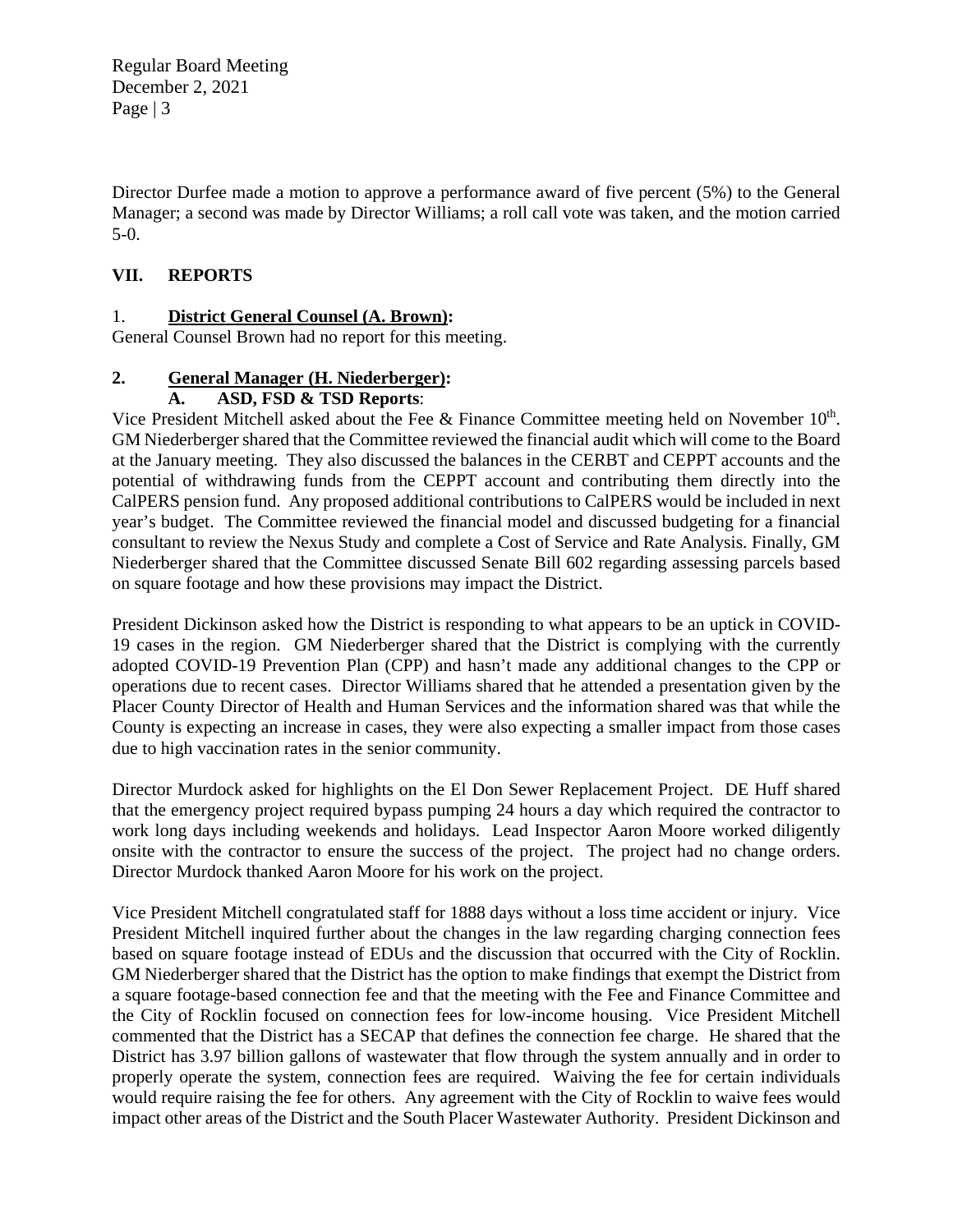Director Durfee made a motion to approve a performance award of five percent (5%) to the General Manager; a second was made by Director Williams; a roll call vote was taken, and the motion carried 5-0.

## VII. REPORTS

### 1. **District General Counsel (A. Brown):**

General Counsel Brown had no report for this meeting.

### 2. **General Manager (H. Niederberger):**

#### A. ASD, FSD & TSD Reports:

Vice President Mitchell asked about the Fee & Finance Committee meeting held on November 10th. GM Niederberger shared that the Committee reviewed the financial audit which will come to the Board at the January meeting. They also discussed the balances in the CERBT and CEPPT accounts and the potential of withdrawing funds from the CEPPT account and contributing them directly into the CalPERS pension fund. Any proposed additional contributions to CalPERS would be included in next year's budget. The Committee reviewed the financial model and discussed budgeting for a financial consultant to review the Nexus Study and complete a Cost of Service and Rate Analysis. Finally, GM Niederberger shared that the Committee discussed Senate Bill 602 regarding assessing parcels based on square footage and how these provisions may impact the District.

President Dickinson asked how the District is responding to what appears to be an uptick in COVID-19 cases in the region. GM Niederberger shared that the District is complying with the currently adopted COVID-19 Prevention Plan (CPP) and hasn't made any additional changes to the CPP or operations due to recent cases. Director Williams shared that he attended a presentation given by the Placer County Director of Health and Human Services and the information shared was that while the County is expecting an increase in cases, they were also expecting a smaller impact from those cases due to high vaccination rates in the senior community.

Director Murdock asked for highlights on the El Don Sewer Replacement Project. DE Huff shared that the emergency project required bypass pumping 24 hours a day which required the contractor to work long days including weekends and holidays. Lead Inspector Aaron Moore worked diligently onsite with the contractor to ensure the success of the project. The project had no change orders. Director Murdock thanked Aaron Moore for his work on the project.

Vice President Mitchell congratulated staff for 1888 days without a loss time accident or injury. Vice President Mitchell inquired further about the changes in the law regarding charging connection fees based on square footage instead of EDUs and the discussion that occurred with the City of Rocklin. GM Niederberger shared that the District has the option to make findings that exempt the District from a square footage-based connection fee and that the meeting with the Fee and Finance Committee and the City of Rocklin focused on connection fees for low-income housing. Vice President Mitchell commented that the District has a SECAP that defines the connection fee charge. He shared that the District has 3.97 billion gallons of wastewater that flow through the system annually and in order to properly operate the system, connection fees are required. Waiving the fee for certain individuals would require raising the fee for others. Any agreement with the City of Rocklin to waive fees would impact other areas of the District and the South Placer Wastewater Authority. President Dickinson and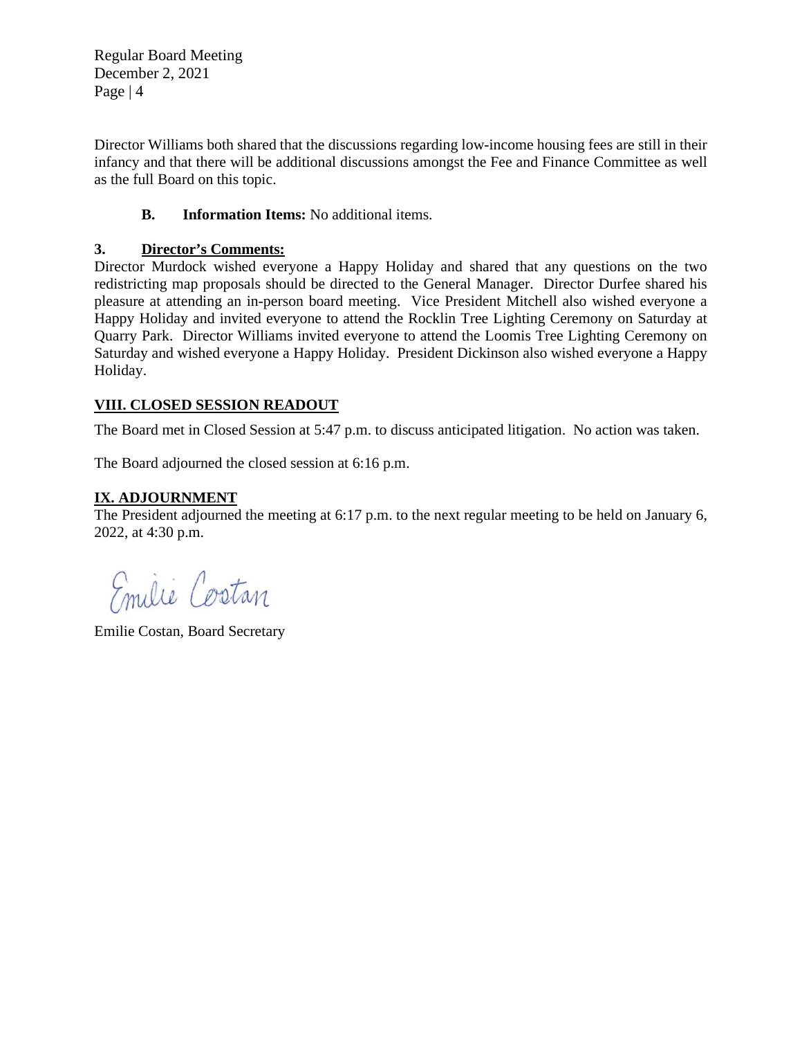Director Williams both shared that the discussions regarding low-income housing fees are still in their infancy and that there will be additional discussions amongst the Fee and Finance Committee as well as the full Board on this topic.

**B. Information Items:** No additional items.

**3. Director's Comments:**

Director Murdock wished everyone a Happy Holiday and shared that any questions on the two redistricting map proposals should be directed to the General Manager. Director Durfee shared his pleasure at attending an in-person board meeting. Vice President Mitchell also wished everyone a Happy Holiday and invited everyone to attend the Rocklin Tree Lighting Ceremony on Saturday at Quarry Park. Director Williams invited everyone to attend the Loomis Tree Lighting Ceremony on Saturday and wished everyone a Happy Holiday. President Dickinson also wished everyone a Happy Holiday.

## VIII. CLOSED SESSION READOUT

The Board met in Closed Session at 5:47 p.m. to discuss anticipated litigation. No action was taken.

The Board adjourned the closed session at 6:16 p.m.

## IX. ADJOURNMENT

The President adjourned the meeting at 6:17 p.m. to the next regular meeting to be held on January 6, 2022, at 4:30 p.m.

Emilie Costan

Emilie Costan, Board Secretary